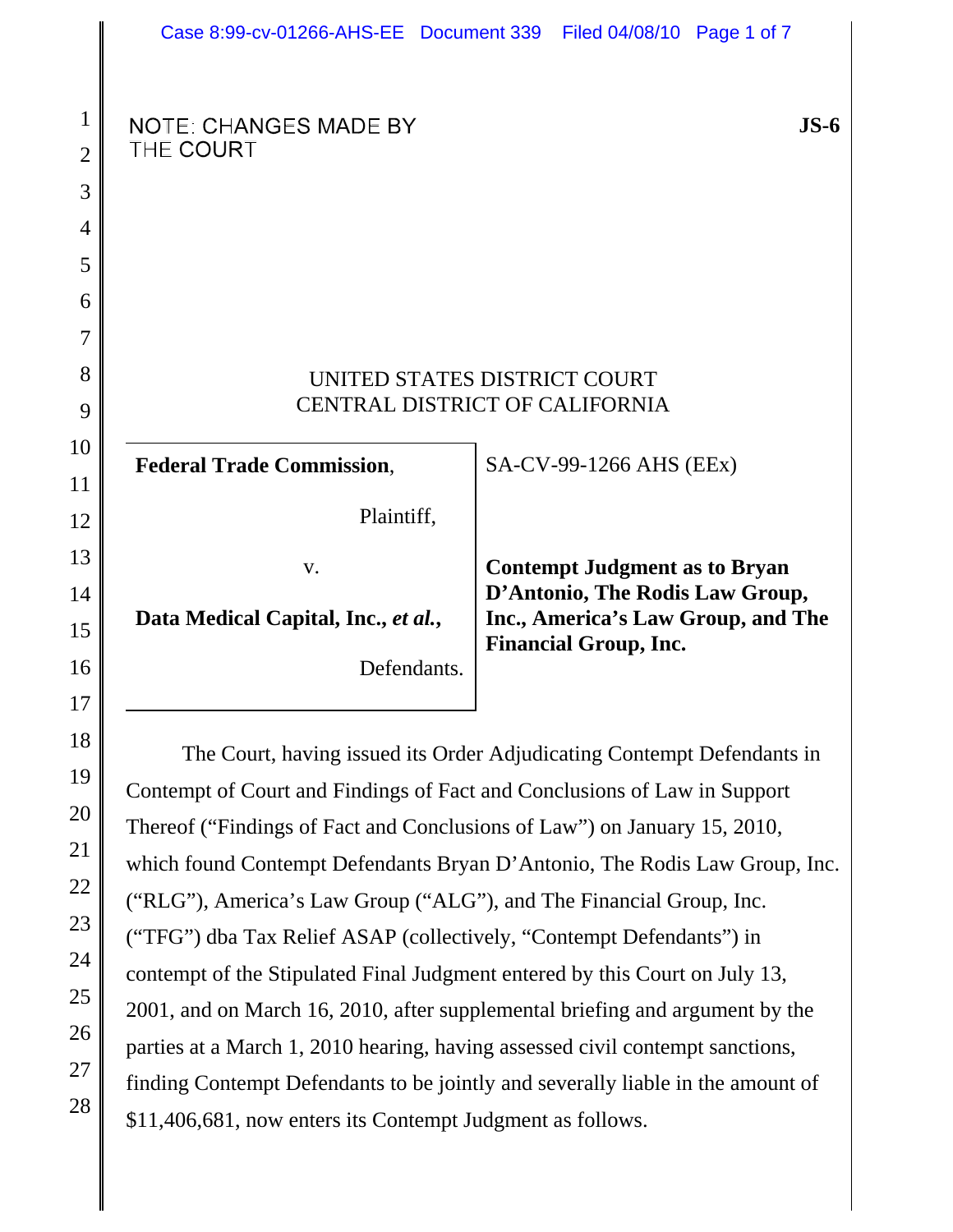NOTE: CHANGES MADE BY THE COURT

**JS-6**

UNITED STATES DISTRICT COURT
CENTRAL DISTRICT OF CALIFORNIA

| | |
|---|---|
| **Federal Trade Commission**, Plaintiff, v. **Data Medical Capital, Inc., *et al.***, Defendants. | SA-CV-99-1266 AHS (EEx) **Contempt Judgment as to Bryan D'Antonio, The Rodis Law Group, Inc., America's Law Group, and The Financial Group, Inc.** |

The Court, having issued its Order Adjudicating Contempt Defendants in Contempt of Court and Findings of Fact and Conclusions of Law in Support Thereof ("Findings of Fact and Conclusions of Law") on January 15, 2010, which found Contempt Defendants Bryan D'Antonio, The Rodis Law Group, Inc. ("RLG"), America's Law Group ("ALG"), and The Financial Group, Inc. ("TFG") dba Tax Relief ASAP (collectively, "Contempt Defendants") in contempt of the Stipulated Final Judgment entered by this Court on July 13, 2001, and on March 16, 2010, after supplemental briefing and argument by the parties at a March 1, 2010 hearing, having assessed civil contempt sanctions, finding Contempt Defendants to be jointly and severally liable in the amount of $11,406,681, now enters its Contempt Judgment as follows.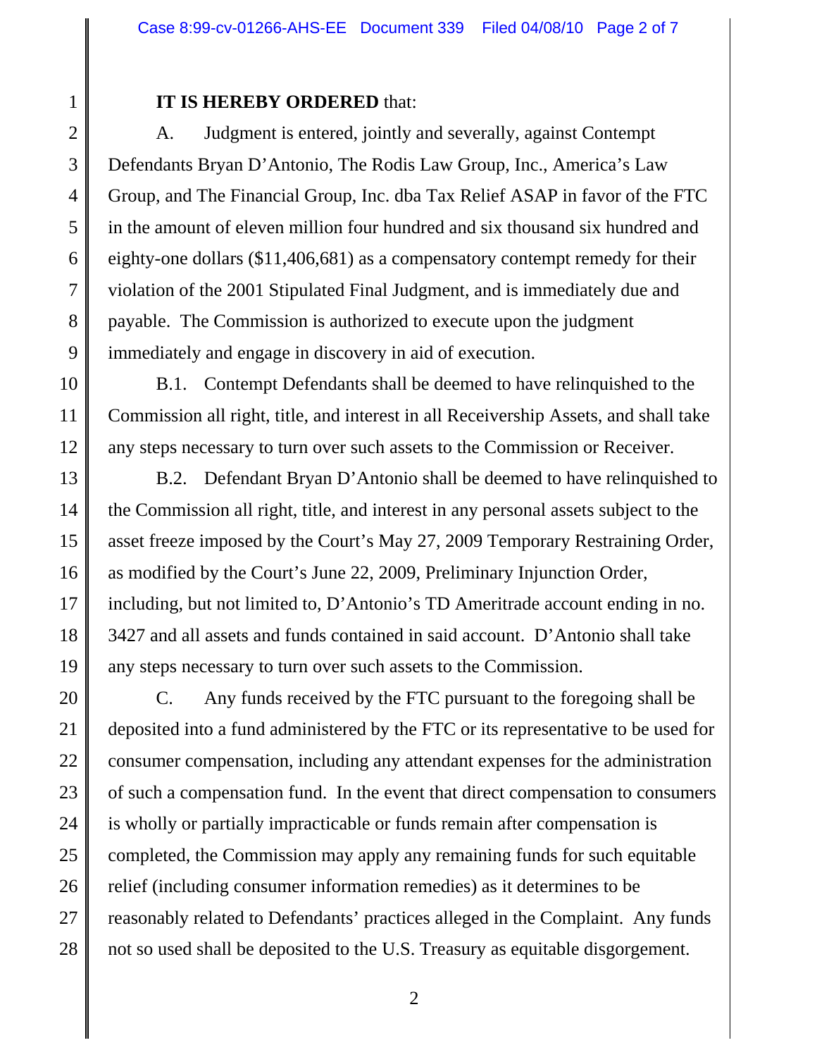**IT IS HEREBY ORDERED** that:

A. Judgment is entered, jointly and severally, against Contempt Defendants Bryan D'Antonio, The Rodis Law Group, Inc., America's Law Group, and The Financial Group, Inc. dba Tax Relief ASAP in favor of the FTC in the amount of eleven million four hundred and six thousand six hundred and eighty-one dollars ($11,406,681) as a compensatory contempt remedy for their violation of the 2001 Stipulated Final Judgment, and is immediately due and payable. The Commission is authorized to execute upon the judgment immediately and engage in discovery in aid of execution.

B.1. Contempt Defendants shall be deemed to have relinquished to the Commission all right, title, and interest in all Receivership Assets, and shall take any steps necessary to turn over such assets to the Commission or Receiver.

B.2. Defendant Bryan D'Antonio shall be deemed to have relinquished to the Commission all right, title, and interest in any personal assets subject to the asset freeze imposed by the Court's May 27, 2009 Temporary Restraining Order, as modified by the Court's June 22, 2009, Preliminary Injunction Order, including, but not limited to, D'Antonio's TD Ameritrade account ending in no. 3427 and all assets and funds contained in said account. D'Antonio shall take any steps necessary to turn over such assets to the Commission.

C. Any funds received by the FTC pursuant to the foregoing shall be deposited into a fund administered by the FTC or its representative to be used for consumer compensation, including any attendant expenses for the administration of such a compensation fund. In the event that direct compensation to consumers is wholly or partially impracticable or funds remain after compensation is completed, the Commission may apply any remaining funds for such equitable relief (including consumer information remedies) as it determines to be reasonably related to Defendants' practices alleged in the Complaint. Any funds not so used shall be deposited to the U.S. Treasury as equitable disgorgement.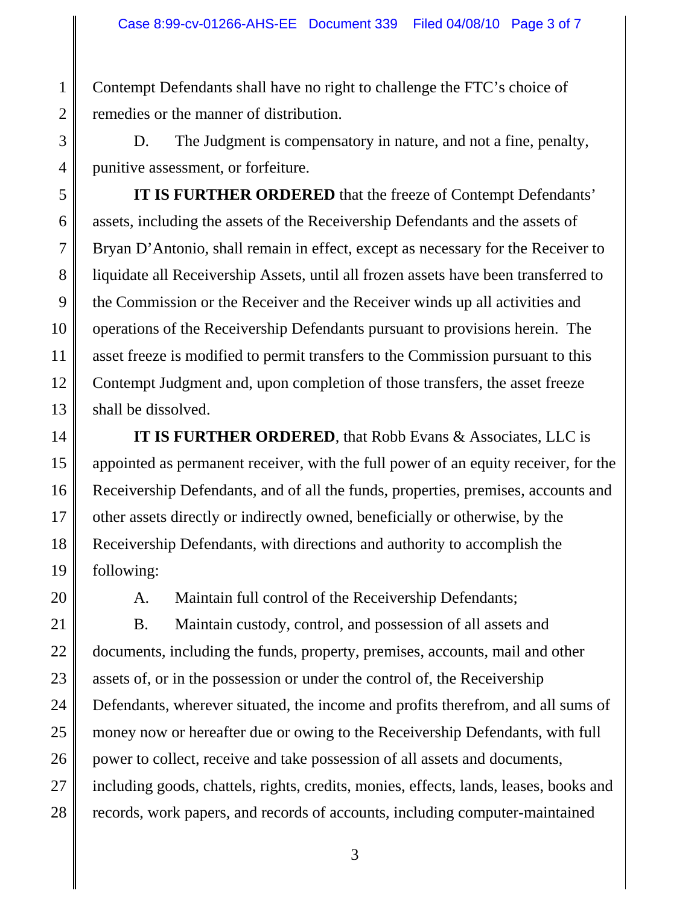Contempt Defendants shall have no right to challenge the FTC's choice of remedies or the manner of distribution.

D. The Judgment is compensatory in nature, and not a fine, penalty, punitive assessment, or forfeiture.

**IT IS FURTHER ORDERED** that the freeze of Contempt Defendants' assets, including the assets of the Receivership Defendants and the assets of Bryan D'Antonio, shall remain in effect, except as necessary for the Receiver to liquidate all Receivership Assets, until all frozen assets have been transferred to the Commission or the Receiver and the Receiver winds up all activities and operations of the Receivership Defendants pursuant to provisions herein. The asset freeze is modified to permit transfers to the Commission pursuant to this Contempt Judgment and, upon completion of those transfers, the asset freeze shall be dissolved.

**IT IS FURTHER ORDERED**, that Robb Evans & Associates, LLC is appointed as permanent receiver, with the full power of an equity receiver, for the Receivership Defendants, and of all the funds, properties, premises, accounts and other assets directly or indirectly owned, beneficially or otherwise, by the Receivership Defendants, with directions and authority to accomplish the following:

A. Maintain full control of the Receivership Defendants;

B. Maintain custody, control, and possession of all assets and documents, including the funds, property, premises, accounts, mail and other assets of, or in the possession or under the control of, the Receivership Defendants, wherever situated, the income and profits therefrom, and all sums of money now or hereafter due or owing to the Receivership Defendants, with full power to collect, receive and take possession of all assets and documents, including goods, chattels, rights, credits, monies, effects, lands, leases, books and records, work papers, and records of accounts, including computer-maintained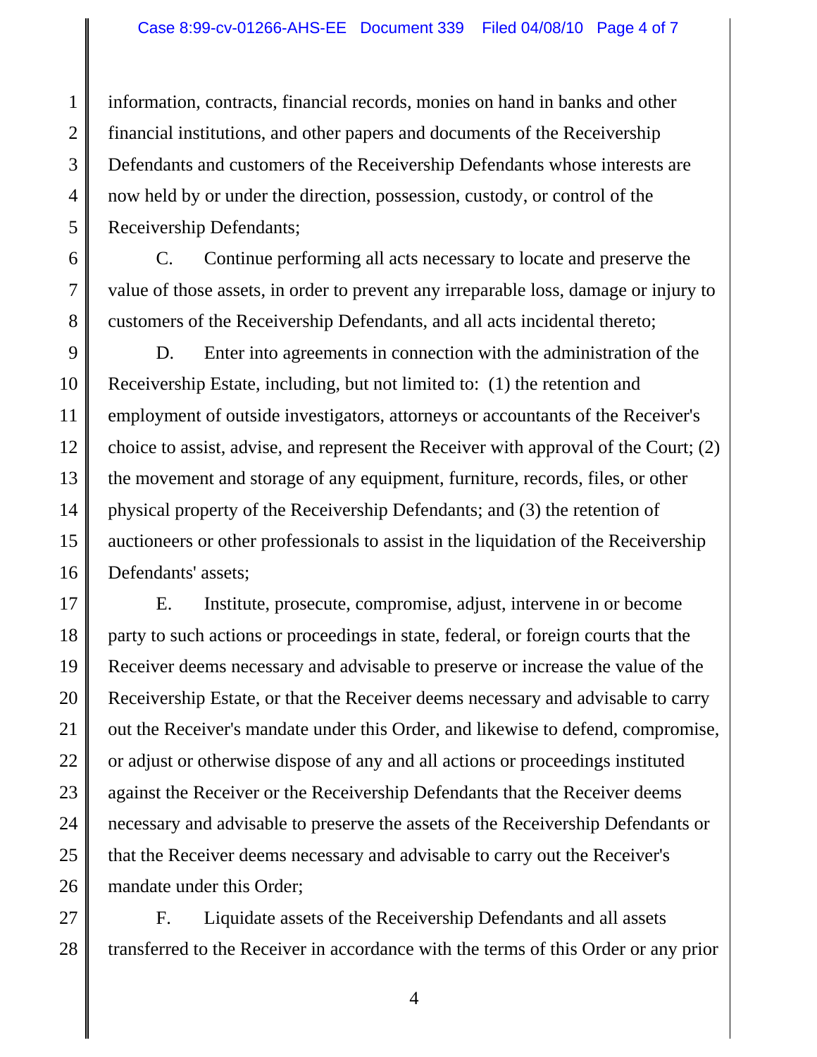information, contracts, financial records, monies on hand in banks and other financial institutions, and other papers and documents of the Receivership Defendants and customers of the Receivership Defendants whose interests are now held by or under the direction, possession, custody, or control of the Receivership Defendants;

C. Continue performing all acts necessary to locate and preserve the value of those assets, in order to prevent any irreparable loss, damage or injury to customers of the Receivership Defendants, and all acts incidental thereto;

D. Enter into agreements in connection with the administration of the Receivership Estate, including, but not limited to: (1) the retention and employment of outside investigators, attorneys or accountants of the Receiver's choice to assist, advise, and represent the Receiver with approval of the Court; (2) the movement and storage of any equipment, furniture, records, files, or other physical property of the Receivership Defendants; and (3) the retention of auctioneers or other professionals to assist in the liquidation of the Receivership Defendants' assets;

E. Institute, prosecute, compromise, adjust, intervene in or become party to such actions or proceedings in state, federal, or foreign courts that the Receiver deems necessary and advisable to preserve or increase the value of the Receivership Estate, or that the Receiver deems necessary and advisable to carry out the Receiver's mandate under this Order, and likewise to defend, compromise, or adjust or otherwise dispose of any and all actions or proceedings instituted against the Receiver or the Receivership Defendants that the Receiver deems necessary and advisable to preserve the assets of the Receivership Defendants or that the Receiver deems necessary and advisable to carry out the Receiver's mandate under this Order;

F. Liquidate assets of the Receivership Defendants and all assets transferred to the Receiver in accordance with the terms of this Order or any prior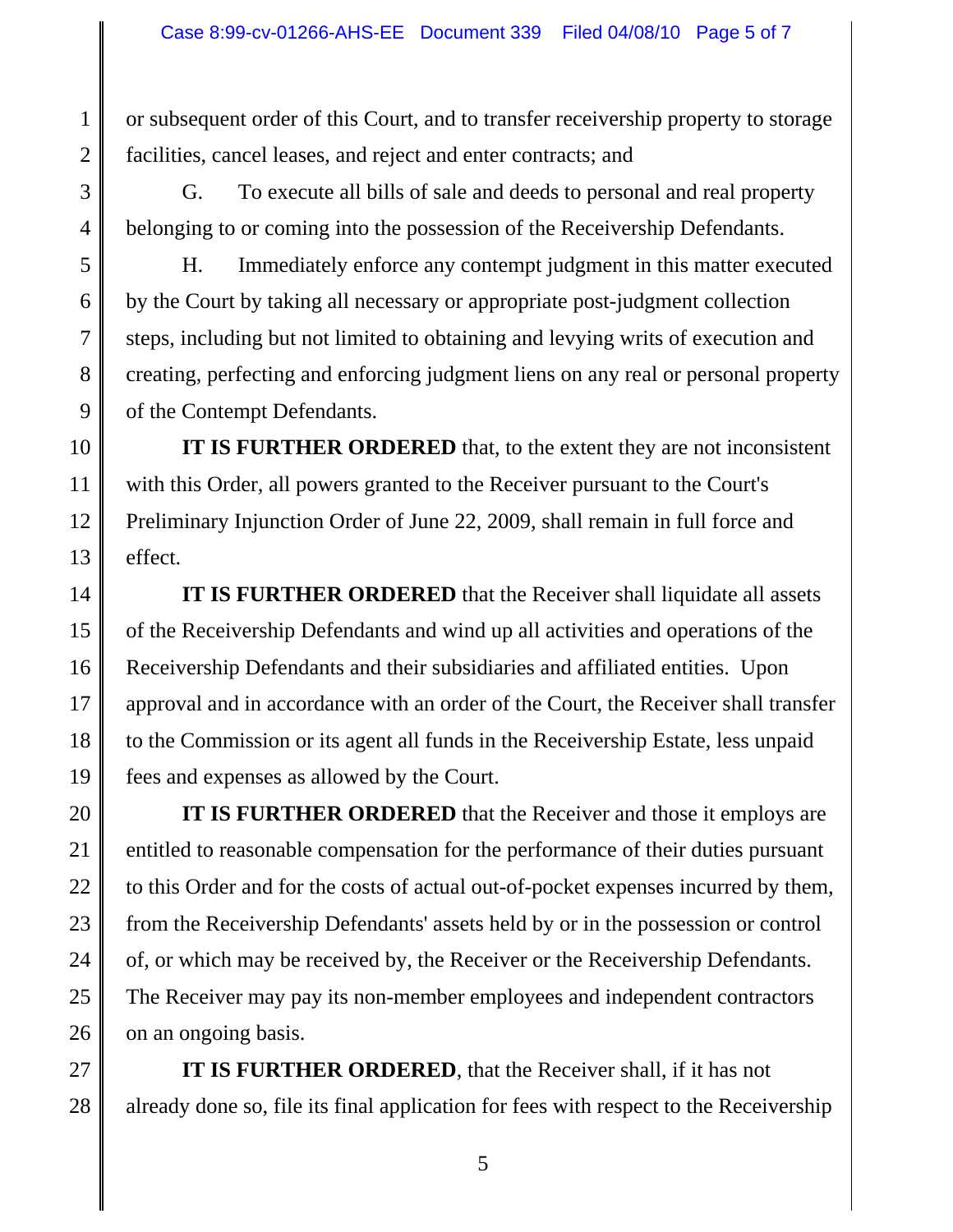or subsequent order of this Court, and to transfer receivership property to storage facilities, cancel leases, and reject and enter contracts; and

G. To execute all bills of sale and deeds to personal and real property belonging to or coming into the possession of the Receivership Defendants.

H. Immediately enforce any contempt judgment in this matter executed by the Court by taking all necessary or appropriate post-judgment collection steps, including but not limited to obtaining and levying writs of execution and creating, perfecting and enforcing judgment liens on any real or personal property of the Contempt Defendants.

**IT IS FURTHER ORDERED** that, to the extent they are not inconsistent with this Order, all powers granted to the Receiver pursuant to the Court's Preliminary Injunction Order of June 22, 2009, shall remain in full force and effect.

**IT IS FURTHER ORDERED** that the Receiver shall liquidate all assets of the Receivership Defendants and wind up all activities and operations of the Receivership Defendants and their subsidiaries and affiliated entities. Upon approval and in accordance with an order of the Court, the Receiver shall transfer to the Commission or its agent all funds in the Receivership Estate, less unpaid fees and expenses as allowed by the Court.

**IT IS FURTHER ORDERED** that the Receiver and those it employs are entitled to reasonable compensation for the performance of their duties pursuant to this Order and for the costs of actual out-of-pocket expenses incurred by them, from the Receivership Defendants' assets held by or in the possession or control of, or which may be received by, the Receiver or the Receivership Defendants. The Receiver may pay its non-member employees and independent contractors on an ongoing basis.

**IT IS FURTHER ORDERED**, that the Receiver shall, if it has not already done so, file its final application for fees with respect to the Receivership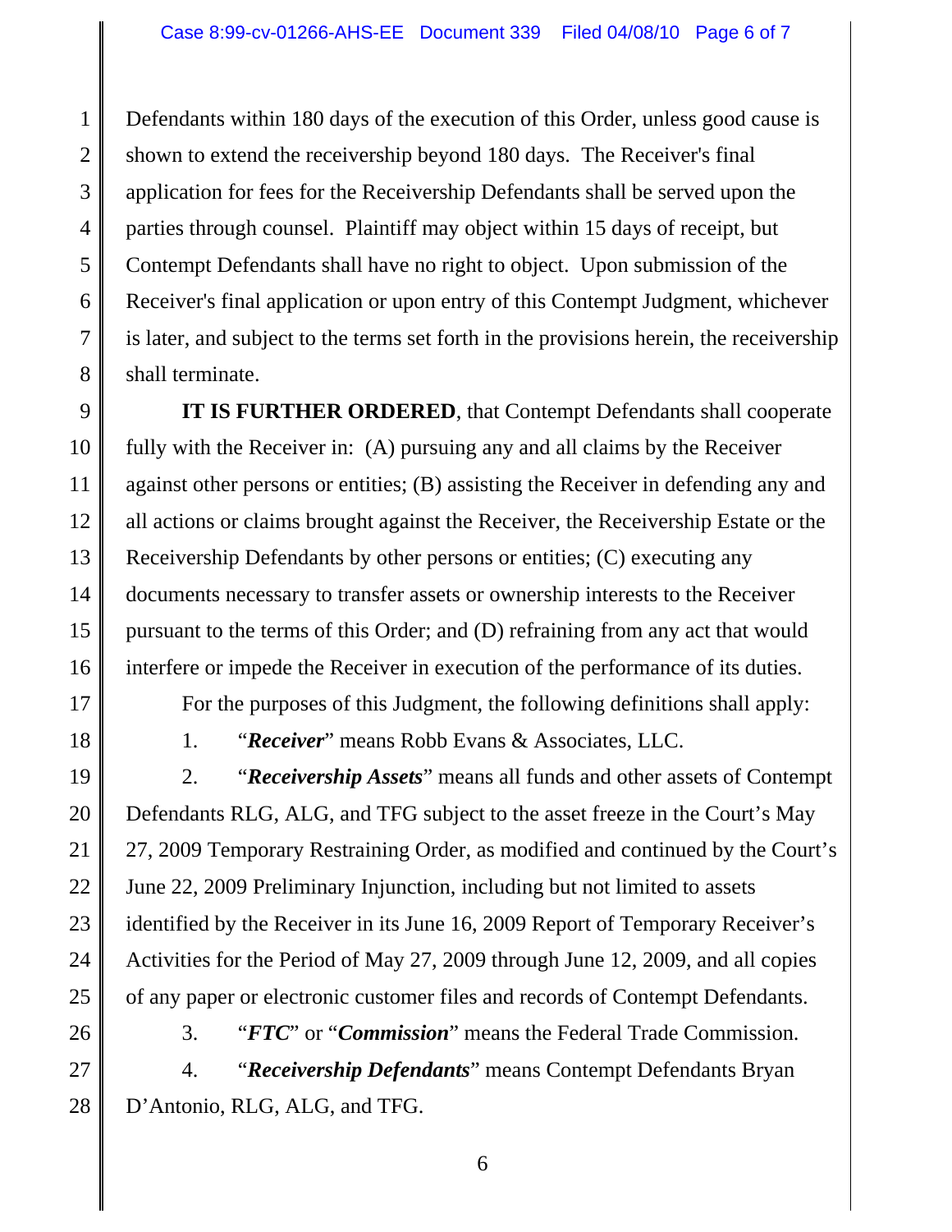Defendants within 180 days of the execution of this Order, unless good cause is shown to extend the receivership beyond 180 days. The Receiver's final application for fees for the Receivership Defendants shall be served upon the parties through counsel. Plaintiff may object within 15 days of receipt, but Contempt Defendants shall have no right to object. Upon submission of the Receiver's final application or upon entry of this Contempt Judgment, whichever is later, and subject to the terms set forth in the provisions herein, the receivership shall terminate.

**IT IS FURTHER ORDERED**, that Contempt Defendants shall cooperate fully with the Receiver in: (A) pursuing any and all claims by the Receiver against other persons or entities; (B) assisting the Receiver in defending any and all actions or claims brought against the Receiver, the Receivership Estate or the Receivership Defendants by other persons or entities; (C) executing any documents necessary to transfer assets or ownership interests to the Receiver pursuant to the terms of this Order; and (D) refraining from any act that would interfere or impede the Receiver in execution of the performance of its duties.

For the purposes of this Judgment, the following definitions shall apply:

1. "***Receiver***" means Robb Evans & Associates, LLC.

2. "***Receivership Assets***" means all funds and other assets of Contempt Defendants RLG, ALG, and TFG subject to the asset freeze in the Court's May 27, 2009 Temporary Restraining Order, as modified and continued by the Court's June 22, 2009 Preliminary Injunction, including but not limited to assets identified by the Receiver in its June 16, 2009 Report of Temporary Receiver's Activities for the Period of May 27, 2009 through June 12, 2009, and all copies of any paper or electronic customer files and records of Contempt Defendants.

3. "***FTC***" or "***Commission***" means the Federal Trade Commission.

4. "***Receivership Defendants***" means Contempt Defendants Bryan D'Antonio, RLG, ALG, and TFG.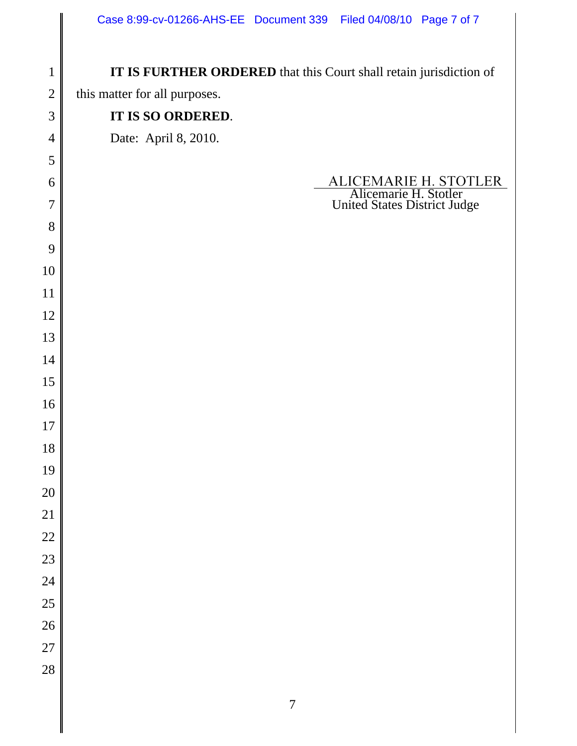**IT IS FURTHER ORDERED** that this Court shall retain jurisdiction of this matter for all purposes.

**IT IS SO ORDERED**.

Date: April 8, 2010.

ALICEMARIE H. STOTLER
Alicemarie H. Stotler
United States District Judge